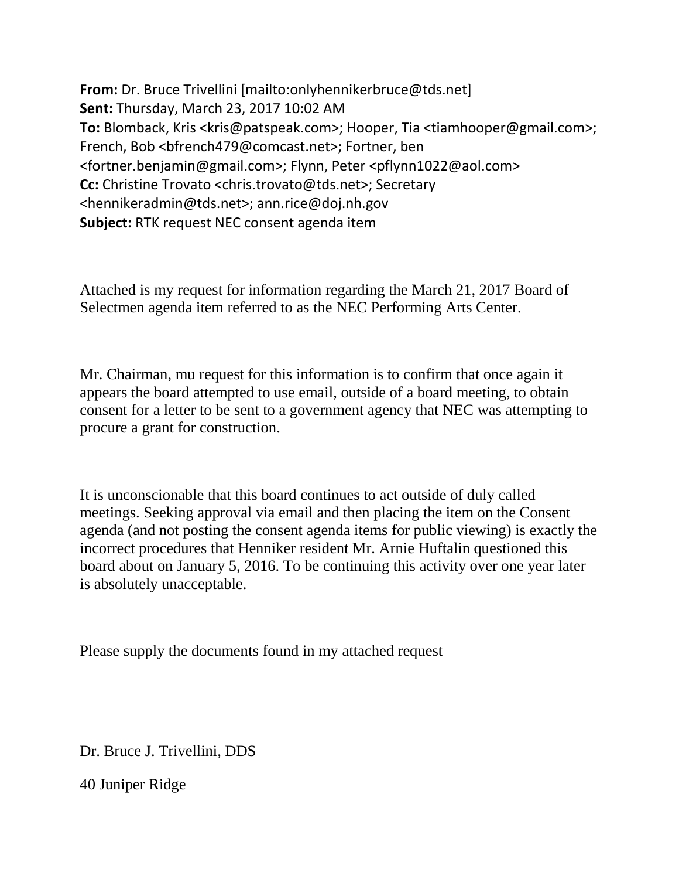**From:** Dr. Bruce Trivellini [mailto:onlyhennikerbruce@tds.net]
**Sent:** Thursday, March 23, 2017 10:02 AM
**To:** Blomback, Kris <kris@patspeak.com>; Hooper, Tia <tiamhooper@gmail.com>; French, Bob <bfrench479@comcast.net>; Fortner, ben <fortner.benjamin@gmail.com>; Flynn, Peter <pflynn1022@aol.com>
**Cc:** Christine Trovato <chris.trovato@tds.net>; Secretary <hennikeradmin@tds.net>; ann.rice@doj.nh.gov
**Subject:** RTK request NEC consent agenda item

Attached is my request for information regarding the March 21, 2017 Board of Selectmen agenda item referred to as the NEC Performing Arts Center.

Mr. Chairman, mu request for this information is to confirm that once again it appears the board attempted to use email, outside of a board meeting, to obtain consent for a letter to be sent to a government agency that NEC was attempting to procure a grant for construction.

It is unconscionable that this board continues to act outside of duly called meetings. Seeking approval via email and then placing the item on the Consent agenda (and not posting the consent agenda items for public viewing) is exactly the incorrect procedures that Henniker resident Mr. Arnie Huftalin questioned this board about on January 5, 2016. To be continuing this activity over one year later is absolutely unacceptable.

Please supply the documents found in my attached request

Dr. Bruce J. Trivellini, DDS

40 Juniper Ridge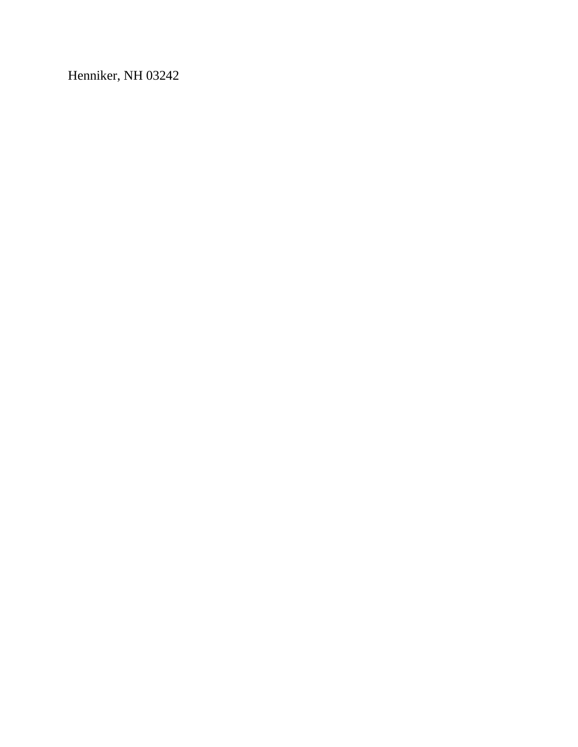Henniker, NH 03242